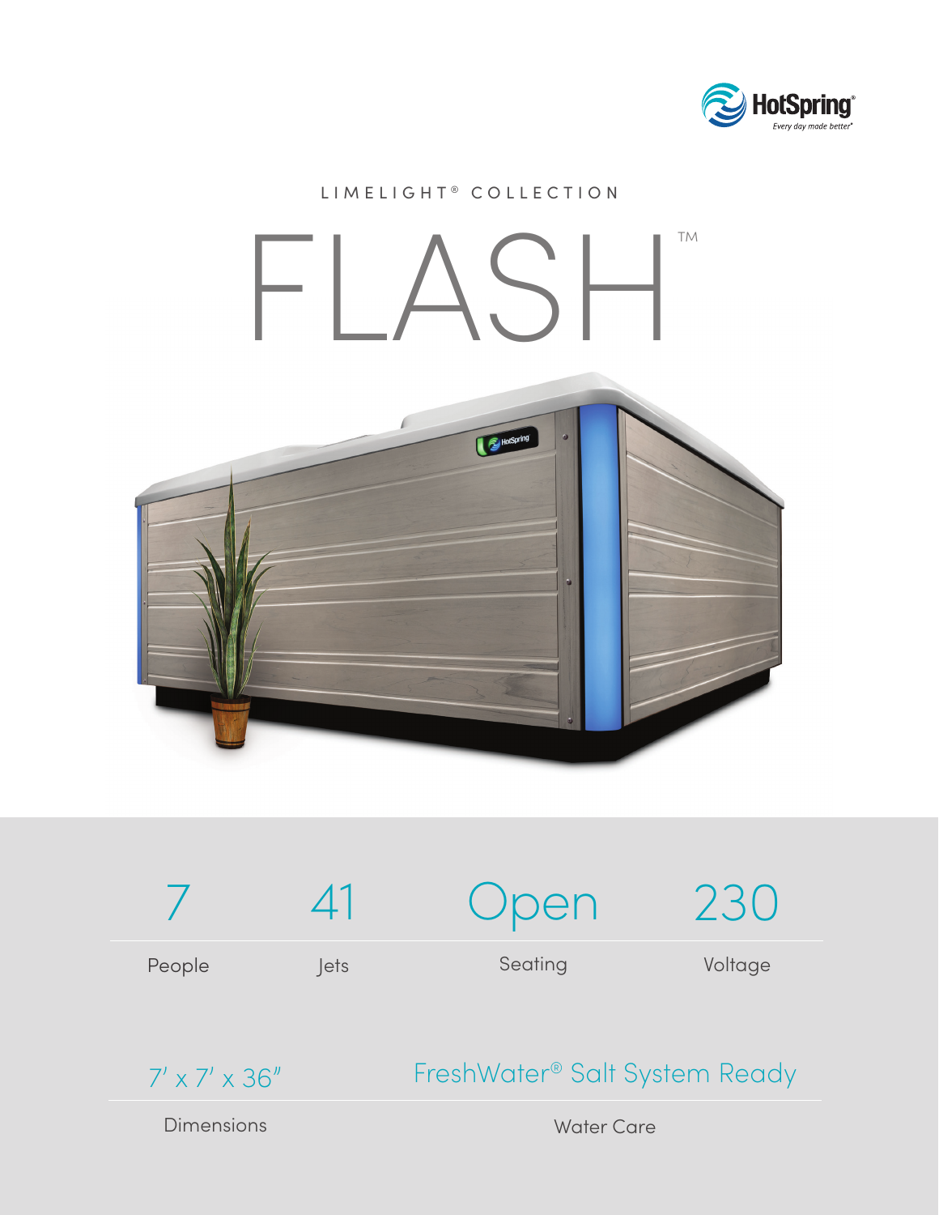HotSpring®
*Every day made better®*

LIMELIGHT® COLLECTION

# FLASH™

| 7 | 41 | Open | 230 |
|---|---|---|---|
| People | Jets | Seating | Voltage |

| 7' x 7' x 36" | FreshWater® Salt System Ready |
|---|---|
| Dimensions | Water Care |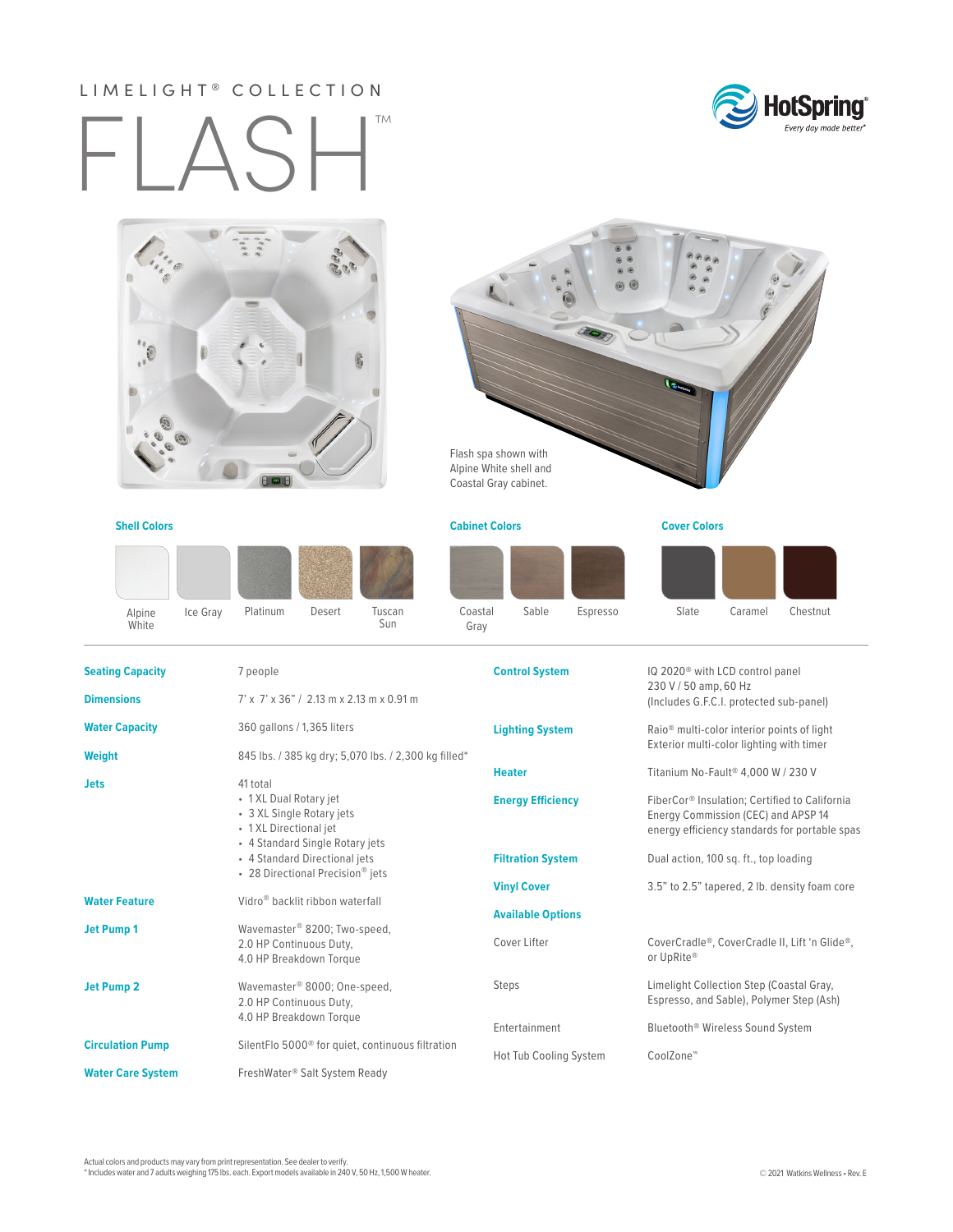LIMELIGHT® COLLECTION

# FLASH™

HotSpring®
*Every day made better®*

Flash spa shown with Alpine White shell and Coastal Gray cabinet.

### Shell Colors

Alpine White, Ice Gray, Platinum, Desert, Tuscan Sun

### Cabinet Colors

Coastal Gray, Sable, Espresso

### Cover Colors

Slate, Caramel, Chestnut

| | |
|---|---|
| **Seating Capacity** | 7 people |
| **Dimensions** | 7' x 7' x 36" / 2.13 m x 2.13 m x 0.91 m |
| **Water Capacity** | 360 gallons / 1,365 liters |
| **Weight** | 845 lbs. / 385 kg dry; 5,070 lbs. / 2,300 kg filled* |
| **Jets** | 41 total<br>• 1 XL Dual Rotary jet<br>• 3 XL Single Rotary jets<br>• 1 XL Directional jet<br>• 4 Standard Single Rotary jets<br>• 4 Standard Directional jets<br>• 28 Directional Precision® jets |
| **Water Feature** | Vidro® backlit ribbon waterfall |
| **Jet Pump 1** | Wavemaster® 8200; Two-speed, 2.0 HP Continuous Duty, 4.0 HP Breakdown Torque |
| **Jet Pump 2** | Wavemaster® 8000; One-speed, 2.0 HP Continuous Duty, 4.0 HP Breakdown Torque |
| **Circulation Pump** | SilentFlo 5000® for quiet, continuous filtration |
| **Water Care System** | FreshWater® Salt System Ready |
| **Control System** | IQ 2020® with LCD control panel<br>230 V / 50 amp, 60 Hz<br>(Includes G.F.C.I. protected sub-panel) |
| **Lighting System** | Raio® multi-color interior points of light<br>Exterior multi-color lighting with timer |
| **Heater** | Titanium No-Fault® 4,000 W / 230 V |
| **Energy Efficiency** | FiberCor® Insulation; Certified to California Energy Commission (CEC) and APSP 14 energy efficiency standards for portable spas |
| **Filtration System** | Dual action, 100 sq. ft., top loading |
| **Vinyl Cover** | 3.5" to 2.5" tapered, 2 lb. density foam core |

### Available Options

| | |
|---|---|
| Cover Lifter | CoverCradle®, CoverCradle II, Lift 'n Glide®, or UpRite® |
| Steps | Limelight Collection Step (Coastal Gray, Espresso, and Sable), Polymer Step (Ash) |
| Entertainment | Bluetooth® Wireless Sound System |
| Hot Tub Cooling System | CoolZone™ |

Actual colors and products may vary from print representation. See dealer to verify.
* Includes water and 7 adults weighing 175 lbs. each. Export models available in 240 V, 50 Hz, 1,500 W heater.

© 2021 Watkins Wellness • Rev. E